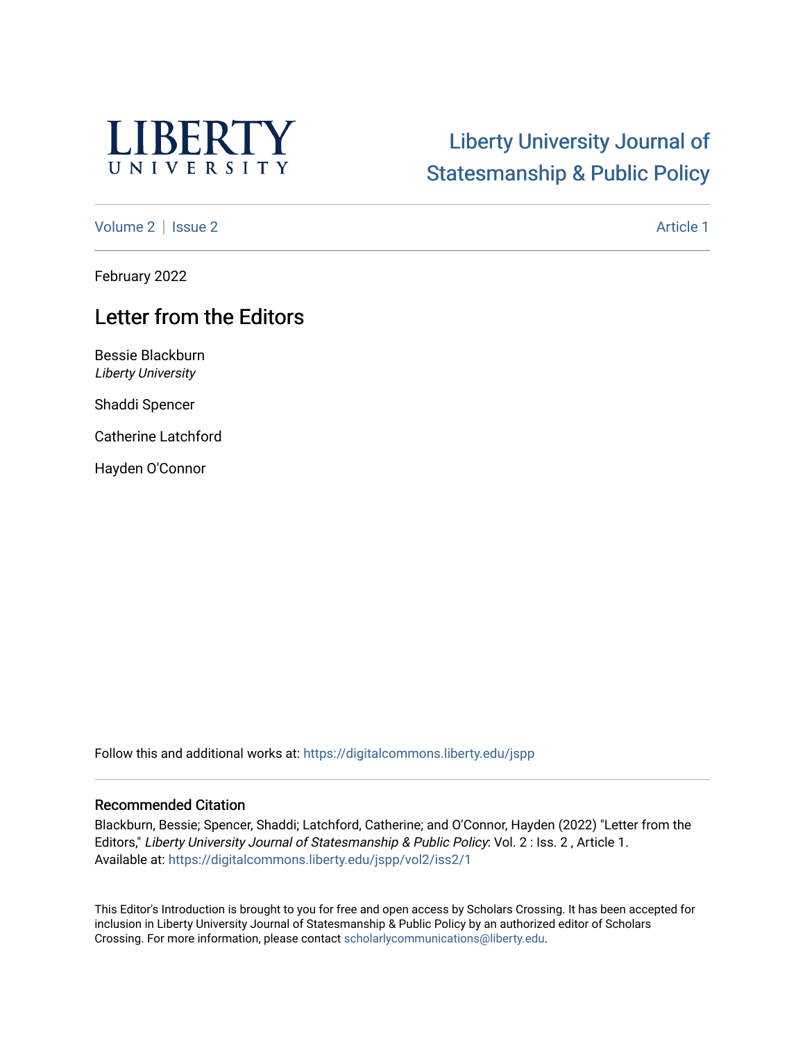LIBERTY UNIVERSITY

Liberty University Journal of Statesmanship & Public Policy

Volume 2 | Issue 2 Article 1

February 2022

# Letter from the Editors

Bessie Blackburn
*Liberty University*

Shaddi Spencer

Catherine Latchford

Hayden O'Connor

Follow this and additional works at: https://digitalcommons.liberty.edu/jspp

## Recommended Citation

Blackburn, Bessie; Spencer, Shaddi; Latchford, Catherine; and O'Connor, Hayden (2022) "Letter from the Editors," *Liberty University Journal of Statesmanship & Public Policy*: Vol. 2 : Iss. 2 , Article 1.
Available at: https://digitalcommons.liberty.edu/jspp/vol2/iss2/1

This Editor's Introduction is brought to you for free and open access by Scholars Crossing. It has been accepted for inclusion in Liberty University Journal of Statesmanship & Public Policy by an authorized editor of Scholars Crossing. For more information, please contact scholarlycommunications@liberty.edu.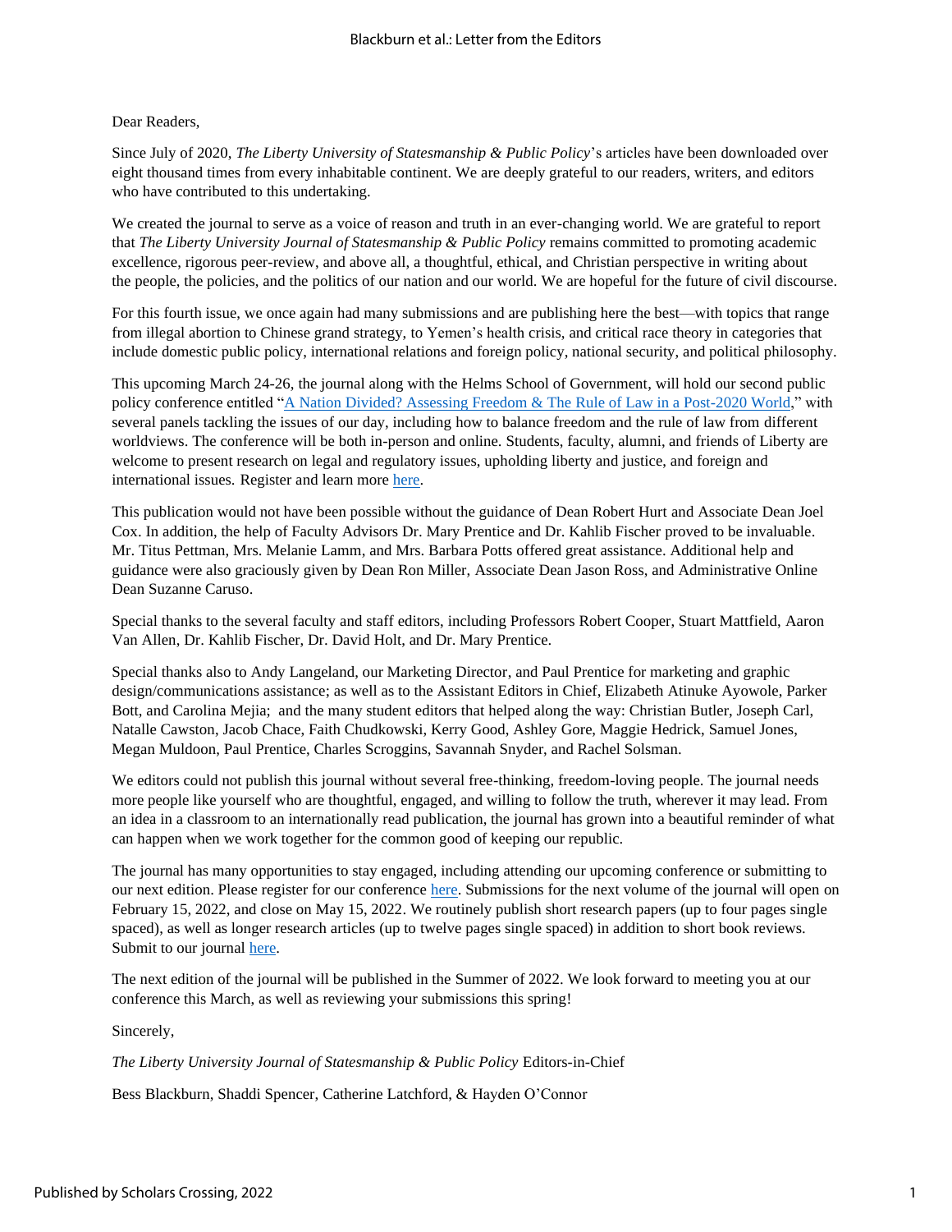Dear Readers,

Since July of 2020, *The Liberty University of Statesmanship & Public Policy*'s articles have been downloaded over eight thousand times from every inhabitable continent. We are deeply grateful to our readers, writers, and editors who have contributed to this undertaking.

We created the journal to serve as a voice of reason and truth in an ever-changing world. We are grateful to report that *The Liberty University Journal of Statesmanship & Public Policy* remains committed to promoting academic excellence, rigorous peer-review, and above all, a thoughtful, ethical, and Christian perspective in writing about the people, the policies, and the politics of our nation and our world. We are hopeful for the future of civil discourse.

For this fourth issue, we once again had many submissions and are publishing here the best—with topics that range from illegal abortion to Chinese grand strategy, to Yemen's health crisis, and critical race theory in categories that include domestic public policy, international relations and foreign policy, national security, and political philosophy.

This upcoming March 24-26, the journal along with the Helms School of Government, will hold our second public policy conference entitled "A Nation Divided? Assessing Freedom & The Rule of Law in a Post-2020 World," with several panels tackling the issues of our day, including how to balance freedom and the rule of law from different worldviews. The conference will be both in-person and online. Students, faculty, alumni, and friends of Liberty are welcome to present research on legal and regulatory issues, upholding liberty and justice, and foreign and international issues. Register and learn more here.

This publication would not have been possible without the guidance of Dean Robert Hurt and Associate Dean Joel Cox. In addition, the help of Faculty Advisors Dr. Mary Prentice and Dr. Kahlib Fischer proved to be invaluable. Mr. Titus Pettman, Mrs. Melanie Lamm, and Mrs. Barbara Potts offered great assistance. Additional help and guidance were also graciously given by Dean Ron Miller, Associate Dean Jason Ross, and Administrative Online Dean Suzanne Caruso.

Special thanks to the several faculty and staff editors, including Professors Robert Cooper, Stuart Mattfield, Aaron Van Allen, Dr. Kahlib Fischer, Dr. David Holt, and Dr. Mary Prentice.

Special thanks also to Andy Langeland, our Marketing Director, and Paul Prentice for marketing and graphic design/communications assistance; as well as to the Assistant Editors in Chief, Elizabeth Atinuke Ayowole, Parker Bott, and Carolina Mejia; and the many student editors that helped along the way: Christian Butler, Joseph Carl, Natalle Cawston, Jacob Chace, Faith Chudkowski, Kerry Good, Ashley Gore, Maggie Hedrick, Samuel Jones, Megan Muldoon, Paul Prentice, Charles Scroggins, Savannah Snyder, and Rachel Solsman.

We editors could not publish this journal without several free-thinking, freedom-loving people. The journal needs more people like yourself who are thoughtful, engaged, and willing to follow the truth, wherever it may lead. From an idea in a classroom to an internationally read publication, the journal has grown into a beautiful reminder of what can happen when we work together for the common good of keeping our republic.

The journal has many opportunities to stay engaged, including attending our upcoming conference or submitting to our next edition. Please register for our conference here. Submissions for the next volume of the journal will open on February 15, 2022, and close on May 15, 2022. We routinely publish short research papers (up to four pages single spaced), as well as longer research articles (up to twelve pages single spaced) in addition to short book reviews. Submit to our journal here.

The next edition of the journal will be published in the Summer of 2022. We look forward to meeting you at our conference this March, as well as reviewing your submissions this spring!

Sincerely,

*The Liberty University Journal of Statesmanship & Public Policy* Editors-in-Chief

Bess Blackburn, Shaddi Spencer, Catherine Latchford, & Hayden O'Connor